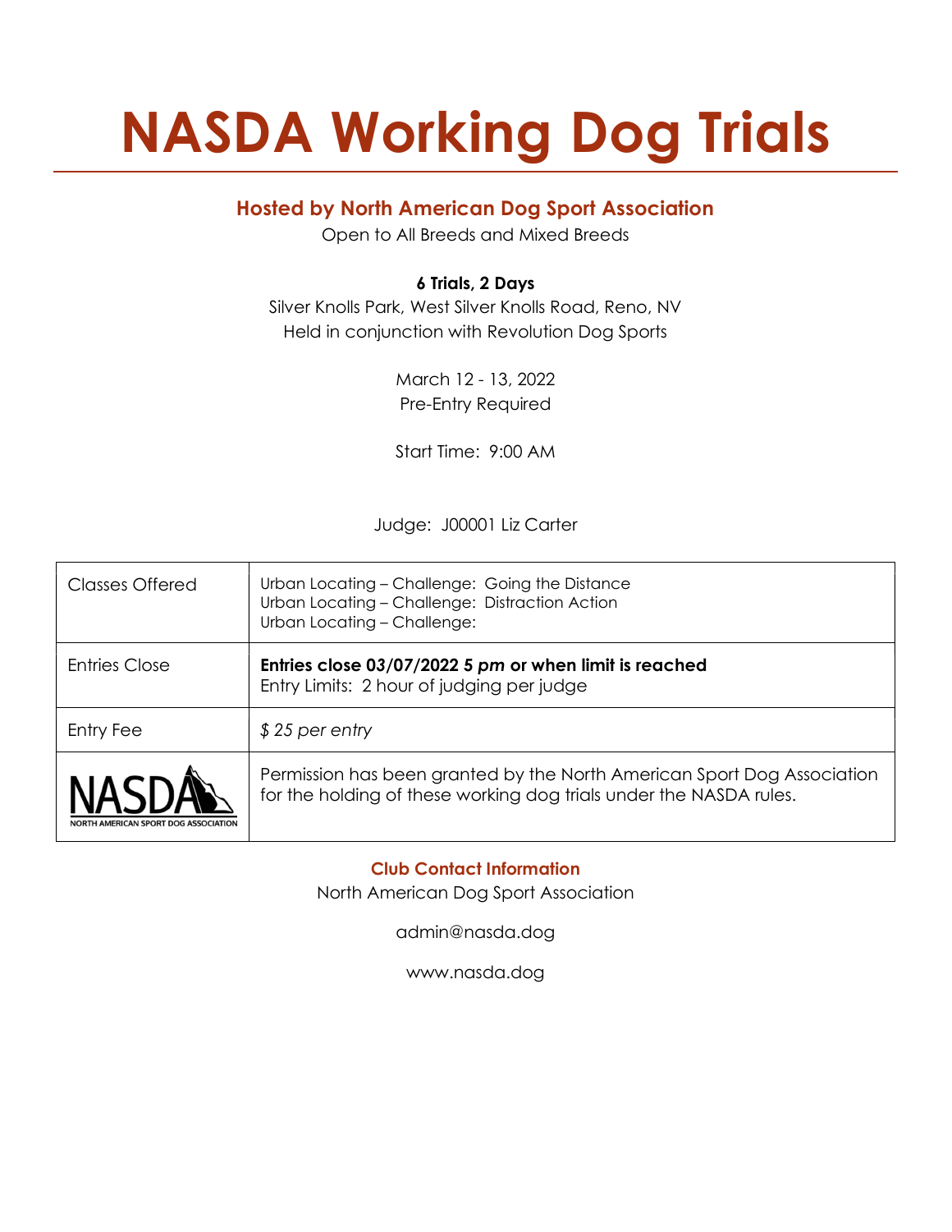# NASDA Working Dog Trials

## Hosted by North American Dog Sport Association

Open to All Breeds and Mixed Breeds

**6 Trials, 2 Days**

Silver Knolls Park, West Silver Knolls Road, Reno, NV
Held in conjunction with Revolution Dog Sports

March 12 - 13, 2022
Pre-Entry Required

Start Time: 9:00 AM

Judge: J00001 Liz Carter

| Classes Offered | Urban Locating – Challenge: Going the Distance<br>Urban Locating – Challenge: Distraction Action<br>Urban Locating – Challenge: |
| --- | --- |
| Entries Close | **Entries close 03/07/2022 5 *pm* or when limit is reached**<br>Entry Limits: 2 hour of judging per judge |
| Entry Fee | *$ 25 per entry* |
| NASDA NORTH AMERICAN SPORT DOG ASSOCIATION | Permission has been granted by the North American Sport Dog Association for the holding of these working dog trials under the NASDA rules. |

**Club Contact Information**

North American Dog Sport Association

admin@nasda.dog

www.nasda.dog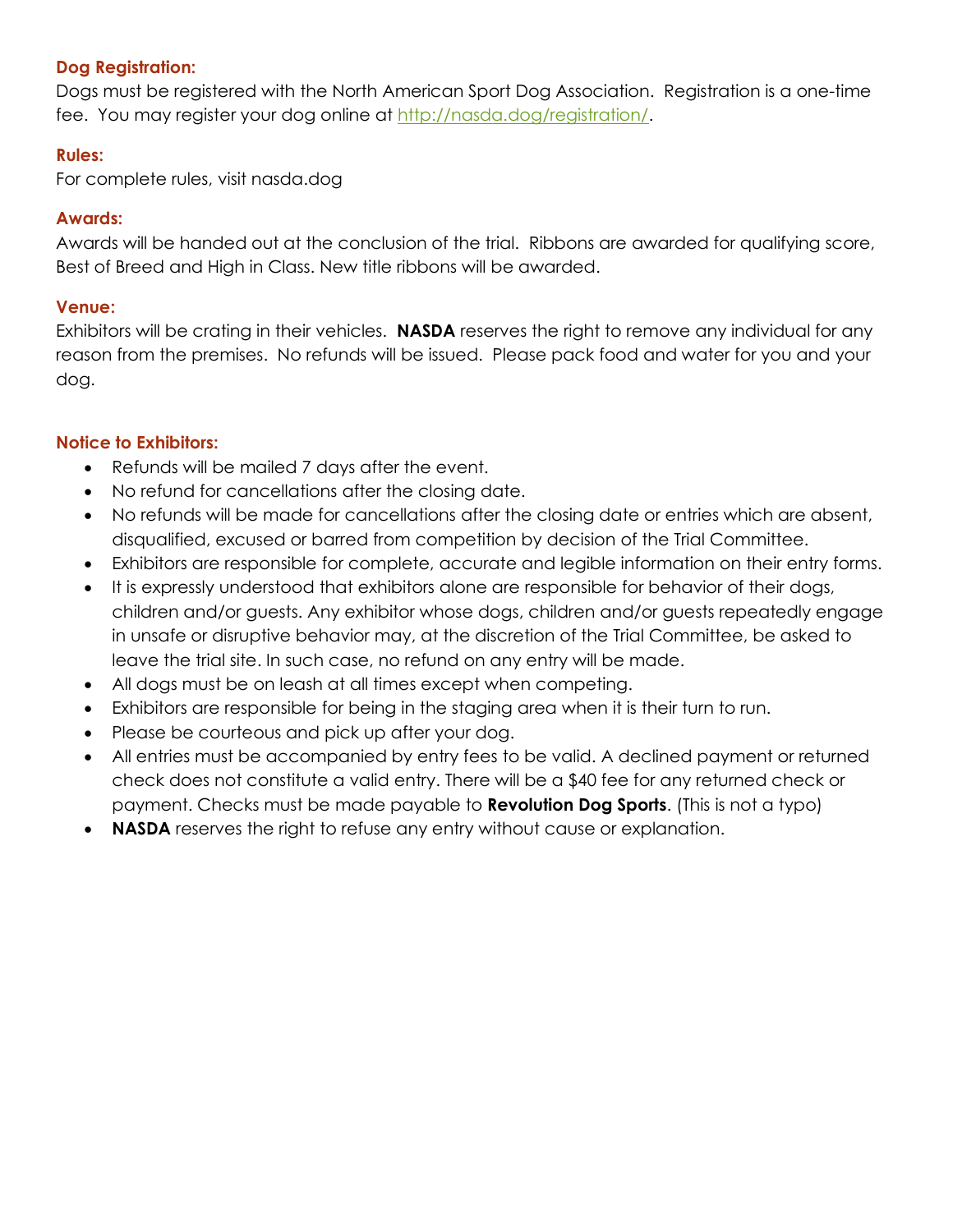### Dog Registration:

Dogs must be registered with the North American Sport Dog Association. Registration is a one-time fee. You may register your dog online at [http://nasda.dog/registration/](http://nasda.dog/registration/).

### Rules:

For complete rules, visit nasda.dog

### Awards:

Awards will be handed out at the conclusion of the trial. Ribbons are awarded for qualifying score, Best of Breed and High in Class. New title ribbons will be awarded.

### Venue:

Exhibitors will be crating in their vehicles. **NASDA** reserves the right to remove any individual for any reason from the premises. No refunds will be issued. Please pack food and water for you and your dog.

### Notice to Exhibitors:

- Refunds will be mailed 7 days after the event.
- No refund for cancellations after the closing date.
- No refunds will be made for cancellations after the closing date or entries which are absent, disqualified, excused or barred from competition by decision of the Trial Committee.
- Exhibitors are responsible for complete, accurate and legible information on their entry forms.
- It is expressly understood that exhibitors alone are responsible for behavior of their dogs, children and/or guests. Any exhibitor whose dogs, children and/or guests repeatedly engage in unsafe or disruptive behavior may, at the discretion of the Trial Committee, be asked to leave the trial site. In such case, no refund on any entry will be made.
- All dogs must be on leash at all times except when competing.
- Exhibitors are responsible for being in the staging area when it is their turn to run.
- Please be courteous and pick up after your dog.
- All entries must be accompanied by entry fees to be valid. A declined payment or returned check does not constitute a valid entry. There will be a $40 fee for any returned check or payment. Checks must be made payable to **Revolution Dog Sports**. (This is not a typo)
- **NASDA** reserves the right to refuse any entry without cause or explanation.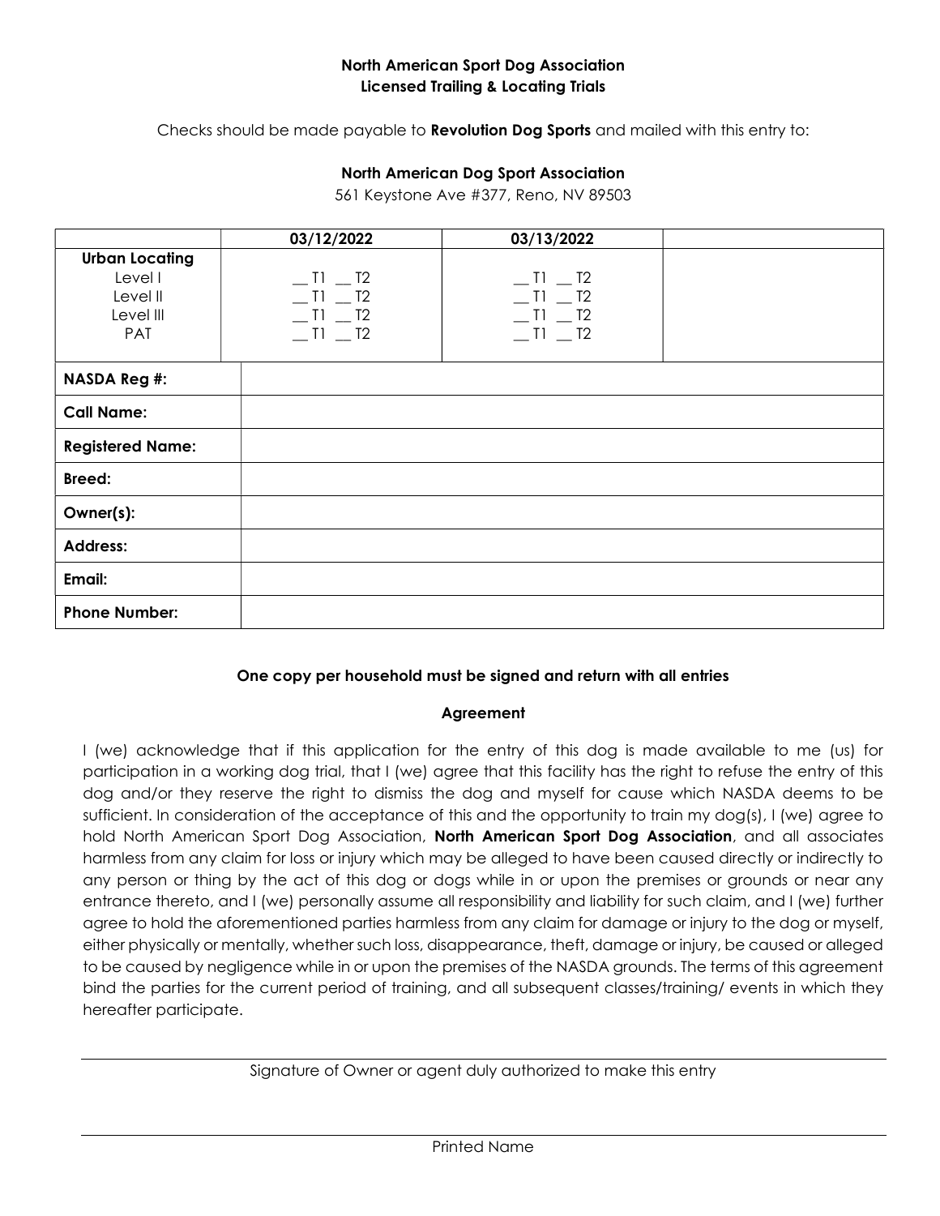**North American Sport Dog Association**
**Licensed Trailing & Locating Trials**

Checks should be made payable to **Revolution Dog Sports** and mailed with this entry to:

**North American Dog Sport Association**
561 Keystone Ave #377, Reno, NV 89503

| | 03/12/2022 | 03/13/2022 | |
|---|---|---|---|
| **Urban Locating** | | | |
| Level I | __ T1 __ T2 | __ T1 __ T2 | |
| Level II | __ T1 __ T2 | __ T1 __ T2 | |
| Level III | __ T1 __ T2 | __ T1 __ T2 | |
| PAT | __ T1 __ T2 | __ T1 __ T2 | |

| | |
|---|---|
| **NASDA Reg #:** | |
| **Call Name:** | |
| **Registered Name:** | |
| **Breed:** | |
| **Owner(s):** | |
| **Address:** | |
| **Email:** | |
| **Phone Number:** | |

**One copy per household must be signed and return with all entries**

**Agreement**

I (we) acknowledge that if this application for the entry of this dog is made available to me (us) for participation in a working dog trial, that I (we) agree that this facility has the right to refuse the entry of this dog and/or they reserve the right to dismiss the dog and myself for cause which NASDA deems to be sufficient. In consideration of the acceptance of this and the opportunity to train my dog(s), I (we) agree to hold North American Sport Dog Association, **North American Sport Dog Association**, and all associates harmless from any claim for loss or injury which may be alleged to have been caused directly or indirectly to any person or thing by the act of this dog or dogs while in or upon the premises or grounds or near any entrance thereto, and I (we) personally assume all responsibility and liability for such claim, and I (we) further agree to hold the aforementioned parties harmless from any claim for damage or injury to the dog or myself, either physically or mentally, whether such loss, disappearance, theft, damage or injury, be caused or alleged to be caused by negligence while in or upon the premises of the NASDA grounds. The terms of this agreement bind the parties for the current period of training, and all subsequent classes/training/ events in which they hereafter participate.

Signature of Owner or agent duly authorized to make this entry

Printed Name